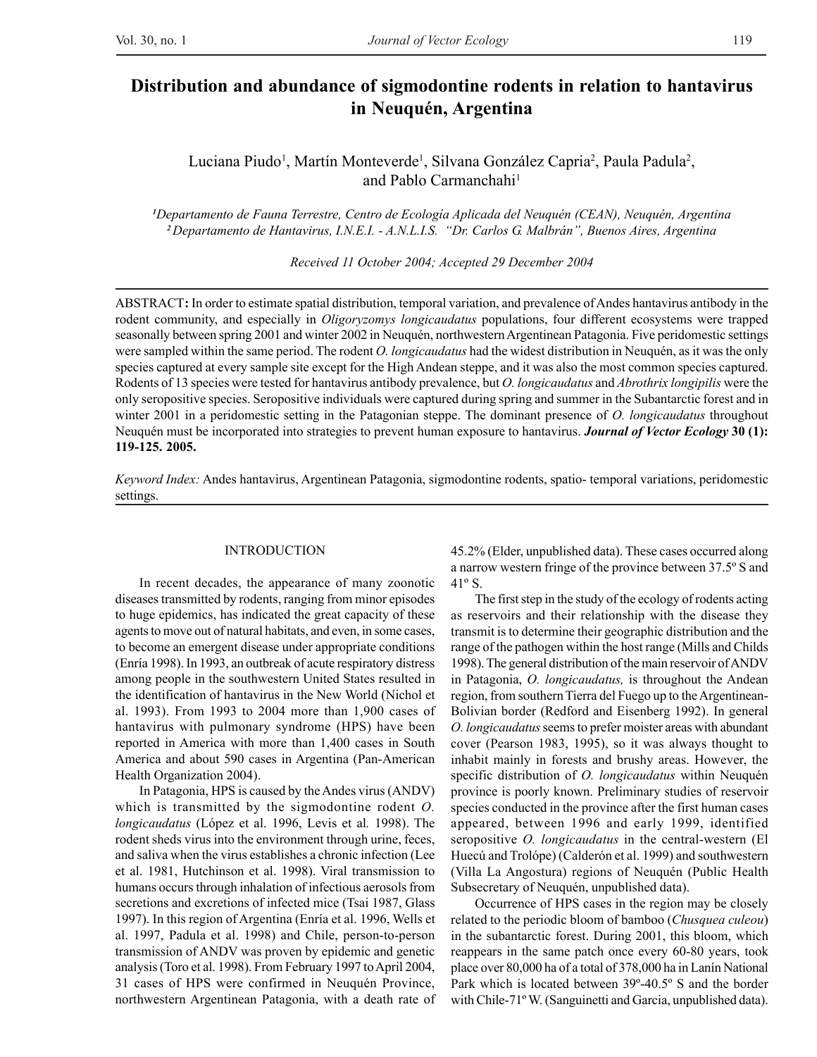# Distribution and abundance of sigmodontine rodents in relation to hantavirus in Neuquén, Argentina

Luciana Piudo[1], Martín Monteverde[1], Silvana González Capria[2], Paula Padula[2], and Pablo Carmanchahi[1]

*[1]Departamento de Fauna Terrestre, Centro de Ecología Aplicada del Neuquén (CEAN), Neuquén, Argentina*
*[2]Departamento de Hantavirus, I.N.E.I. - A.N.L.I.S. "Dr. Carlos G. Malbrán", Buenos Aires, Argentina*

*Received 11 October 2004; Accepted 29 December 2004*

ABSTRACT**:** In order to estimate spatial distribution, temporal variation, and prevalence of Andes hantavirus antibody in the rodent community, and especially in *Oligoryzomys longicaudatus* populations, four different ecosystems were trapped seasonally between spring 2001 and winter 2002 in Neuquén, northwestern Argentinean Patagonia. Five peridomestic settings were sampled within the same period. The rodent *O. longicaudatus* had the widest distribution in Neuquén, as it was the only species captured at every sample site except for the High Andean steppe, and it was also the most common species captured. Rodents of 13 species were tested for hantavirus antibody prevalence, but *O. longicaudatus* and *Abrothrix longipilis* were the only seropositive species. Seropositive individuals were captured during spring and summer in the Subantarctic forest and in winter 2001 in a peridomestic setting in the Patagonian steppe. The dominant presence of *O. longicaudatus* throughout Neuquén must be incorporated into strategies to prevent human exposure to hantavirus. ***Journal of Vector Ecology* 30 (1): 119-125. 2005.**

*Keyword Index:* Andes hantavirus, Argentinean Patagonia, sigmodontine rodents, spatio- temporal variations, peridomestic settings.

## INTRODUCTION

In recent decades, the appearance of many zoonotic diseases transmitted by rodents, ranging from minor episodes to huge epidemics, has indicated the great capacity of these agents to move out of natural habitats, and even, in some cases, to become an emergent disease under appropriate conditions (Enría 1998). In 1993, an outbreak of acute respiratory distress among people in the southwestern United States resulted in the identification of hantavirus in the New World (Nichol et al. 1993). From 1993 to 2004 more than 1,900 cases of hantavirus with pulmonary syndrome (HPS) have been reported in America with more than 1,400 cases in South America and about 590 cases in Argentina (Pan-American Health Organization 2004).

In Patagonia, HPS is caused by the Andes virus (ANDV) which is transmitted by the sigmodontine rodent *O. longicaudatus* (López et al. 1996, Levis et al*.* 1998). The rodent sheds virus into the environment through urine, feces, and saliva when the virus establishes a chronic infection (Lee et al. 1981, Hutchinson et al. 1998). Viral transmission to humans occurs through inhalation of infectious aerosols from secretions and excretions of infected mice (Tsai 1987, Glass 1997). In this region of Argentina (Enría et al. 1996, Wells et al. 1997, Padula et al. 1998) and Chile, person-to-person transmission of ANDV was proven by epidemic and genetic analysis (Toro et al. 1998). From February 1997 to April 2004, 31 cases of HPS were confirmed in Neuquén Province, northwestern Argentinean Patagonia, with a death rate of 45.2% (Elder, unpublished data). These cases occurred along a narrow western fringe of the province between 37.5º S and 41º S.

The first step in the study of the ecology of rodents acting as reservoirs and their relationship with the disease they transmit is to determine their geographic distribution and the range of the pathogen within the host range (Mills and Childs 1998). The general distribution of the main reservoir of ANDV in Patagonia, *O. longicaudatus,* is throughout the Andean region, from southern Tierra del Fuego up to the Argentinean-Bolivian border (Redford and Eisenberg 1992). In general *O. longicaudatus* seems to prefer moister areas with abundant cover (Pearson 1983, 1995), so it was always thought to inhabit mainly in forests and brushy areas. However, the specific distribution of *O. longicaudatus* within Neuquén province is poorly known. Preliminary studies of reservoir species conducted in the province after the first human cases appeared, between 1996 and early 1999, identified seropositive *O. longicaudatus* in the central-western (El Huecú and Trolópe) (Calderón et al. 1999) and southwestern (Villa La Angostura) regions of Neuquén (Public Health Subsecretary of Neuquén, unpublished data).

Occurrence of HPS cases in the region may be closely related to the periodic bloom of bamboo (*Chusquea culeou*) in the subantarctic forest. During 2001, this bloom, which reappears in the same patch once every 60-80 years, took place over 80,000 ha of a total of 378,000 ha in Lanín National Park which is located between 39º-40.5º S and the border with Chile-71º W. (Sanguinetti and Garcia, unpublished data).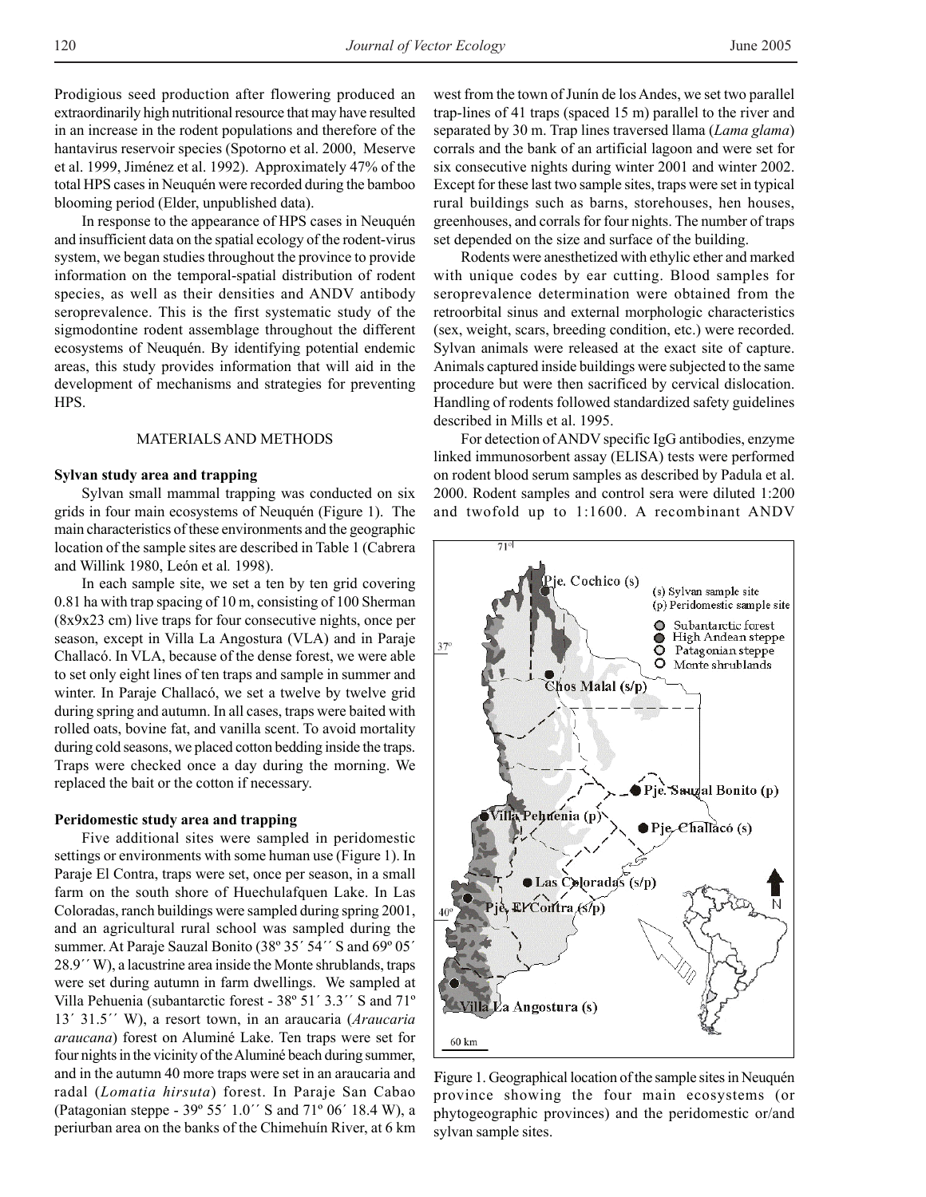Prodigious seed production after flowering produced an extraordinarily high nutritional resource that may have resulted in an increase in the rodent populations and therefore of the hantavirus reservoir species (Spotorno et al. 2000, Meserve et al. 1999, Jiménez et al. 1992). Approximately 47% of the total HPS cases in Neuquén were recorded during the bamboo blooming period (Elder, unpublished data).

In response to the appearance of HPS cases in Neuquén and insufficient data on the spatial ecology of the rodent-virus system, we began studies throughout the province to provide information on the temporal-spatial distribution of rodent species, as well as their densities and ANDV antibody seroprevalence. This is the first systematic study of the sigmodontine rodent assemblage throughout the different ecosystems of Neuquén. By identifying potential endemic areas, this study provides information that will aid in the development of mechanisms and strategies for preventing HPS.

## MATERIALS AND METHODS

### Sylvan study area and trapping

Sylvan small mammal trapping was conducted on six grids in four main ecosystems of Neuquén (Figure 1). The main characteristics of these environments and the geographic location of the sample sites are described in Table 1 (Cabrera and Willink 1980, León et al. 1998).

In each sample site, we set a ten by ten grid covering 0.81 ha with trap spacing of 10 m, consisting of 100 Sherman (8x9x23 cm) live traps for four consecutive nights, once per season, except in Villa La Angostura (VLA) and in Paraje Challacó. In VLA, because of the dense forest, we were able to set only eight lines of ten traps and sample in summer and winter. In Paraje Challacó, we set a twelve by twelve grid during spring and autumn. In all cases, traps were baited with rolled oats, bovine fat, and vanilla scent. To avoid mortality during cold seasons, we placed cotton bedding inside the traps. Traps were checked once a day during the morning. We replaced the bait or the cotton if necessary.

### Peridomestic study area and trapping

Five additional sites were sampled in peridomestic settings or environments with some human use (Figure 1). In Paraje El Contra, traps were set, once per season, in a small farm on the south shore of Huechulafquen Lake. In Las Coloradas, ranch buildings were sampled during spring 2001, and an agricultural rural school was sampled during the summer. At Paraje Sauzal Bonito (38º 35´ 54´´ S and 69º 05´ 28.9´´ W), a lacustrine area inside the Monte shrublands, traps were set during autumn in farm dwellings. We sampled at Villa Pehuenia (subantarctic forest - 38º 51´ 3.3´´ S and 71º 13´ 31.5´´ W), a resort town, in an araucaria (*Araucaria araucana*) forest on Aluminé Lake. Ten traps were set for four nights in the vicinity of the Aluminé beach during summer, and in the autumn 40 more traps were set in an araucaria and radal (*Lomatia hirsuta*) forest. In Paraje San Cabao (Patagonian steppe - 39º 55´ 1.0´´ S and 71º 06´ 18.4 W), a periurban area on the banks of the Chimehuín River, at 6 km west from the town of Junín de los Andes, we set two parallel trap-lines of 41 traps (spaced 15 m) parallel to the river and separated by 30 m. Trap lines traversed llama (*Lama glama*) corrals and the bank of an artificial lagoon and were set for six consecutive nights during winter 2001 and winter 2002. Except for these last two sample sites, traps were set in typical rural buildings such as barns, storehouses, hen houses, greenhouses, and corrals for four nights. The number of traps set depended on the size and surface of the building.

Rodents were anesthetized with ethylic ether and marked with unique codes by ear cutting. Blood samples for seroprevalence determination were obtained from the retroorbital sinus and external morphologic characteristics (sex, weight, scars, breeding condition, etc.) were recorded. Sylvan animals were released at the exact site of capture. Animals captured inside buildings were subjected to the same procedure but were then sacrificed by cervical dislocation. Handling of rodents followed standardized safety guidelines described in Mills et al. 1995.

For detection of ANDV specific IgG antibodies, enzyme linked immunosorbent assay (ELISA) tests were performed on rodent blood serum samples as described by Padula et al. 2000. Rodent samples and control sera were diluted 1:200 and twofold up to 1:1600. A recombinant ANDV

Figure 1. Geographical location of the sample sites in Neuquén province showing the four main ecosystems (or phytogeographic provinces) and the peridomestic or/and sylvan sample sites.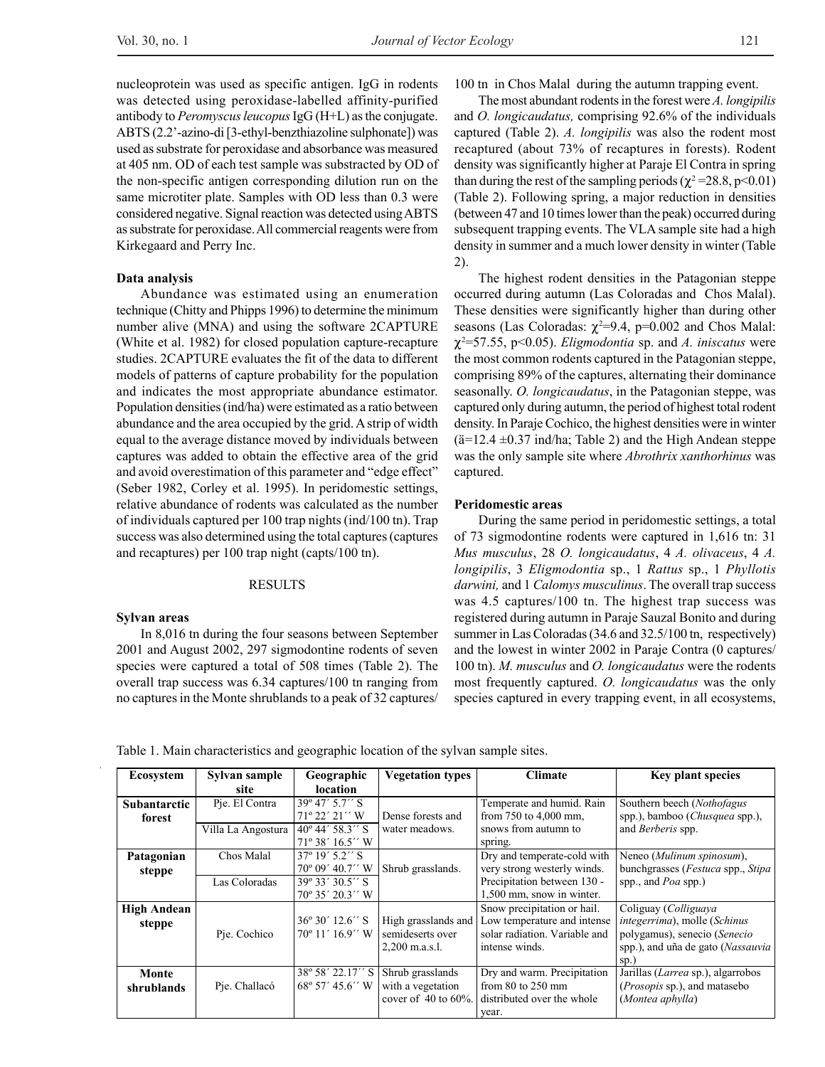nucleoprotein was used as specific antigen. IgG in rodents was detected using peroxidase-labelled affinity-purified antibody to *Peromyscus leucopus* IgG (H+L) as the conjugate. ABTS (2.2'-azino-di [3-ethyl-benzthiazoline sulphonate]) was used as substrate for peroxidase and absorbance was measured at 405 nm. OD of each test sample was substracted by OD of the non-specific antigen corresponding dilution run on the same microtiter plate. Samples with OD less than 0.3 were considered negative. Signal reaction was detected using ABTS as substrate for peroxidase. All commercial reagents were from Kirkegaard and Perry Inc.

### Data analysis

Abundance was estimated using an enumeration technique (Chitty and Phipps 1996) to determine the minimum number alive (MNA) and using the software 2CAPTURE (White et al. 1982) for closed population capture-recapture studies. 2CAPTURE evaluates the fit of the data to different models of patterns of capture probability for the population and indicates the most appropriate abundance estimator. Population densities (ind/ha) were estimated as a ratio between abundance and the area occupied by the grid. A strip of width equal to the average distance moved by individuals between captures was added to obtain the effective area of the grid and avoid overestimation of this parameter and "edge effect" (Seber 1982, Corley et al. 1995). In peridomestic settings, relative abundance of rodents was calculated as the number of individuals captured per 100 trap nights (ind/100 tn). Trap success was also determined using the total captures (captures and recaptures) per 100 trap night (capts/100 tn).

## RESULTS

### Sylvan areas

In 8,016 tn during the four seasons between September 2001 and August 2002, 297 sigmodontine rodents of seven species were captured a total of 508 times (Table 2). The overall trap success was 6.34 captures/100 tn ranging from no captures in the Monte shrublands to a peak of 32 captures/100 tn in Chos Malal during the autumn trapping event.

The most abundant rodents in the forest were *A. longipilis* and *O. longicaudatus,* comprising 92.6% of the individuals captured (Table 2). *A. longipilis* was also the rodent most recaptured (about 73% of recaptures in forests). Rodent density was significantly higher at Paraje El Contra in spring than during the rest of the sampling periods ($\chi^2$=28.8, $p$<0.01) (Table 2). Following spring, a major reduction in densities (between 47 and 10 times lower than the peak) occurred during subsequent trapping events. The VLA sample site had a high density in summer and a much lower density in winter (Table 2).

The highest rodent densities in the Patagonian steppe occurred during autumn (Las Coloradas and Chos Malal). These densities were significantly higher than during other seasons (Las Coloradas: $\chi^2$=9.4, $p$=0.002 and Chos Malal: $\chi^2$=57.55, $p$<0.05). *Eligmodontia* sp. and *A. iniscatus* were the most common rodents captured in the Patagonian steppe, comprising 89% of the captures, alternating their dominance seasonally. *O. longicaudatus*, in the Patagonian steppe, was captured only during autumn, the period of highest total rodent density. In Paraje Cochico, the highest densities were in winter ($\ddot{a}$=12.4 ±0.37 ind/ha; Table 2) and the High Andean steppe was the only sample site where *Abrothrix xanthorhinus* was captured.

### Peridomestic areas

During the same period in peridomestic settings, a total of 73 sigmodontine rodents were captured in 1,616 tn: 31 *Mus musculus*, 28 *O. longicaudatus*, 4 *A. olivaceus*, 4 *A. longipilis*, 3 *Eligmodontia* sp., 1 *Rattus* sp., 1 *Phyllotis darwini,* and 1 *Calomys musculinus*. The overall trap success was 4.5 captures/100 tn. The highest trap success was registered during autumn in Paraje Sauzal Bonito and during summer in Las Coloradas (34.6 and 32.5/100 tn, respectively) and the lowest in winter 2002 in Paraje Contra (0 captures/100 tn). *M. musculus* and *O. longicaudatus* were the rodents most frequently captured. *O. longicaudatus* was the only species captured in every trapping event, in all ecosystems,

Table 1. Main characteristics and geographic location of the sylvan sample sites.

| Ecosystem | Sylvan sample site | Geographic location | Vegetation types | Climate | Key plant species |
|---|---|---|---|---|---|
| **Subantarctic forest** | Pje. El Contra | 39º 47´ 5.7´´ S 71º 22´ 21´´ W | Dense forests and water meadows. | Temperate and humid. Rain from 750 to 4,000 mm, snows from autumn to spring. | Southern beech (*Nothofagus* spp.), bamboo (*Chusquea* spp.), and *Berberis* spp. |
| | Villa La Angostura | 40º 44´ 58.3´´ S 71º 38´ 16.5´´ W | | | |
| **Patagonian steppe** | Chos Malal | 37º 19´ 5.2´´ S 70º 09´ 40.7´´ W | Shrub grasslands. | Dry and temperate-cold with very strong westerly winds. Precipitation between 130 - 1,500 mm, snow in winter. | Neneo (*Mulinum spinosum*), bunchgrasses (*Festuca* spp., *Stipa* spp., and *Poa* spp.) |
| | Las Coloradas | 39º 33´ 30.5´´ S 70º 35´ 20.3´´ W | | | |
| **High Andean steppe** | Pje. Cochico | 36º 30´ 12.6´´ S 70º 11´ 16.9´´ W | High grasslands and semideserts over 2,200 m.a.s.l. | Snow precipitation or hail. Low temperature and intense solar radiation. Variable and intense winds. | Coliguay (*Colliguaya integerrima*), molle (*Schinus polygamus*), senecio (*Senecio* spp.), and uña de gato (*Nassauvia* sp.) |
| **Monte shrublands** | Pje. Challacó | 38º 58´ 22.17´´ S 68º 57´ 45.6´´ W | Shrub grasslands with a vegetation cover of 40 to 60%. | Dry and warm. Precipitation from 80 to 250 mm distributed over the whole year. | Jarillas (*Larrea* sp.), algarrobos (*Prosopis* sp.), and matasebo (*Montea aphylla*) |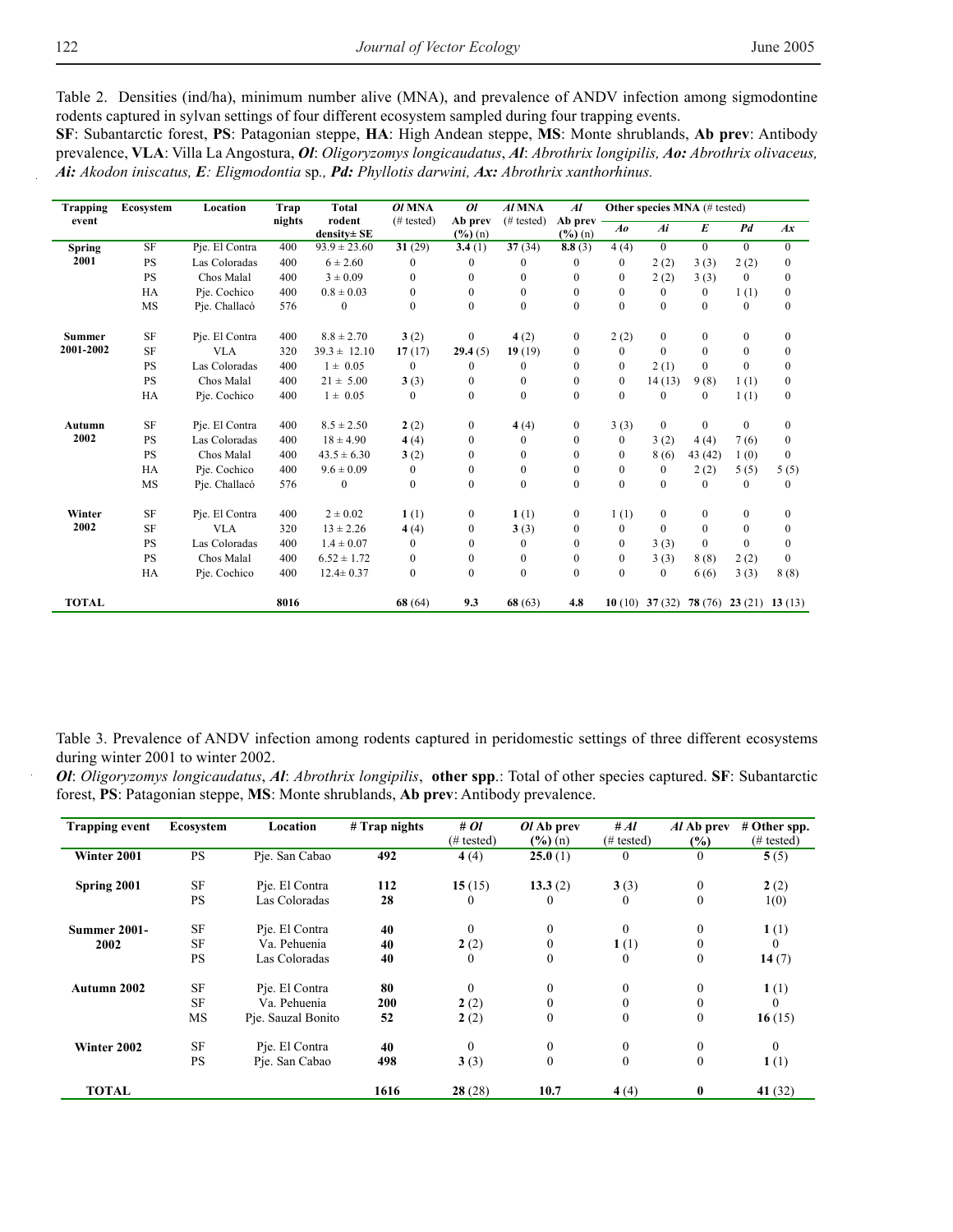Table 2. Densities (ind/ha), minimum number alive (MNA), and prevalence of ANDV infection among sigmodontine rodents captured in sylvan settings of four different ecosystem sampled during four trapping events.

**SF**: Subantarctic forest, **PS**: Patagonian steppe, **HA**: High Andean steppe, **MS**: Monte shrublands, **Ab prev**: Antibody prevalence, **VLA**: Villa La Angostura, ***Ol***: *Oligoryzomys longicaudatus*, ***Al***: *Abrothrix longipilis, **Ao:** Abrothrix olivaceus, **Ai:** Akodon iniscatus, **E**: Eligmodontia* sp*., **Pd:** Phyllotis darwini, **Ax:** Abrothrix xanthorhinus.*

| Trapping event | Ecosystem | Location | Trap nights | Total rodent density± SE | *Ol* MNA (# tested) | *Ol* Ab prev (%) (n) | *Al* MNA (# tested) | *Al* Ab prev (%) (n) | Other species MNA (# tested) | | | | |
|---|---|---|---|---|---|---|---|---|---|---|---|---|---|
| | | | | | | | | | *Ao* | *Ai* | *E* | *Pd* | *Ax* |
| **Spring 2001** | SF | Pje. El Contra | 400 | 93.9 ± 23.60 | **31** (29) | **3.4** (1) | **37** (34) | **8.8** (3) | 4 (4) | 0 | 0 | 0 | 0 |
| | PS | Las Coloradas | 400 | 6 ± 2.60 | 0 | 0 | 0 | 0 | 0 | 2 (2) | 3 (3) | 2 (2) | 0 |
| | PS | Chos Malal | 400 | 3 ± 0.09 | 0 | 0 | 0 | 0 | 0 | 2 (2) | 3 (3) | 0 | 0 |
| | HA | Pje. Cochico | 400 | 0.8 ± 0.03 | 0 | 0 | 0 | 0 | 0 | 0 | 0 | 1 (1) | 0 |
| | MS | Pje. Challacó | 576 | 0 | 0 | 0 | 0 | 0 | 0 | 0 | 0 | 0 | 0 |
| **Summer 2001-2002** | SF | Pje. El Contra | 400 | 8.8 ± 2.70 | **3** (2) | 0 | **4** (2) | 0 | 2 (2) | 0 | 0 | 0 | 0 |
| | SF | VLA | 320 | 39.3 ± 12.10 | **17** (17) | **29.4** (5) | **19** (19) | 0 | 0 | 0 | 0 | 0 | 0 |
| | PS | Las Coloradas | 400 | 1 ± 0.05 | 0 | 0 | 0 | 0 | 0 | 2 (1) | 0 | 0 | 0 |
| | PS | Chos Malal | 400 | 21 ± 5.00 | **3** (3) | 0 | 0 | 0 | 0 | 14 (13) | 9 (8) | 1 (1) | 0 |
| | HA | Pje. Cochico | 400 | 1 ± 0.05 | 0 | 0 | 0 | 0 | 0 | 0 | 0 | 1 (1) | 0 |
| **Autumn 2002** | SF | Pje. El Contra | 400 | 8.5 ± 2.50 | **2** (2) | 0 | **4** (4) | 0 | 3 (3) | 0 | 0 | 0 | 0 |
| | PS | Las Coloradas | 400 | 18 ± 4.90 | **4** (4) | 0 | 0 | 0 | 0 | 3 (2) | 4 (4) | 7 (6) | 0 |
| | PS | Chos Malal | 400 | 43.5 ± 6.30 | **3** (2) | 0 | 0 | 0 | 0 | 8 (6) | 43 (42) | 1 (0) | 0 |
| | HA | Pje. Cochico | 400 | 9.6 ± 0.09 | 0 | 0 | 0 | 0 | 0 | 0 | 2 (2) | 5 (5) | 5 (5) |
| | MS | Pje. Challacó | 576 | 0 | 0 | 0 | 0 | 0 | 0 | 0 | 0 | 0 | 0 |
| **Winter 2002** | SF | Pje. El Contra | 400 | 2 ± 0.02 | **1** (1) | 0 | **1** (1) | 0 | 1 (1) | 0 | 0 | 0 | 0 |
| | SF | VLA | 320 | 13 ± 2.26 | **4** (4) | 0 | **3** (3) | 0 | 0 | 0 | 0 | 0 | 0 |
| | PS | Las Coloradas | 400 | 1.4 ± 0.07 | 0 | 0 | 0 | 0 | 0 | 3 (3) | 0 | 0 | 0 |
| | PS | Chos Malal | 400 | 6.52 ± 1.72 | 0 | 0 | 0 | 0 | 0 | 3 (3) | 8 (8) | 2 (2) | 0 |
| | HA | Pje. Cochico | 400 | 12.4± 0.37 | 0 | 0 | 0 | 0 | 0 | 0 | 6 (6) | 3 (3) | 8 (8) |
| **TOTAL** | | | **8016** | | **68** (64) | **9.3** | **68** (63) | **4.8** | **10** (10) | **37** (32) | **78** (76) | **23** (21) | **13** (13) |

Table 3. Prevalence of ANDV infection among rodents captured in peridomestic settings of three different ecosystems during winter 2001 to winter 2002.

***Ol***: *Oligoryzomys longicaudatus*, ***Al***: *Abrothrix longipilis*, **other spp**.: Total of other species captured. **SF**: Subantarctic forest, **PS**: Patagonian steppe, **MS**: Monte shrublands, **Ab prev**: Antibody prevalence.

| Trapping event | Ecosystem | Location | # Trap nights | # *Ol* (# tested) | *Ol* Ab prev (%) (n) | # *Al* (# tested) | *Al* Ab prev (%) | # Other spp. (# tested) |
|---|---|---|---|---|---|---|---|---|
| **Winter 2001** | PS | Pje. San Cabao | **492** | **4** (4) | **25.0** (1) | 0 | 0 | **5** (5) |
| **Spring 2001** | SF | Pje. El Contra | **112** | **15** (15) | **13.3** (2) | **3** (3) | 0 | **2** (2) |
| | PS | Las Coloradas | **28** | 0 | 0 | 0 | 0 | 1(0) |
| **Summer 2001-2002** | SF | Pje. El Contra | **40** | 0 | 0 | 0 | 0 | **1** (1) |
| | SF | Va. Pehuenia | **40** | **2** (2) | 0 | **1** (1) | 0 | 0 |
| | PS | Las Coloradas | **40** | 0 | 0 | 0 | 0 | **14** (7) |
| **Autumn 2002** | SF | Pje. El Contra | **80** | 0 | 0 | 0 | 0 | **1** (1) |
| | SF | Va. Pehuenia | **200** | **2** (2) | 0 | 0 | 0 | 0 |
| | MS | Pje. Sauzal Bonito | **52** | **2** (2) | 0 | 0 | 0 | **16** (15) |
| **Winter 2002** | SF | Pje. El Contra | **40** | 0 | 0 | 0 | 0 | 0 |
| | PS | Pje. San Cabao | **498** | **3** (3) | 0 | 0 | 0 | **1** (1) |
| **TOTAL** | | | **1616** | **28** (28) | **10.7** | **4** (4) | **0** | **41** (32) |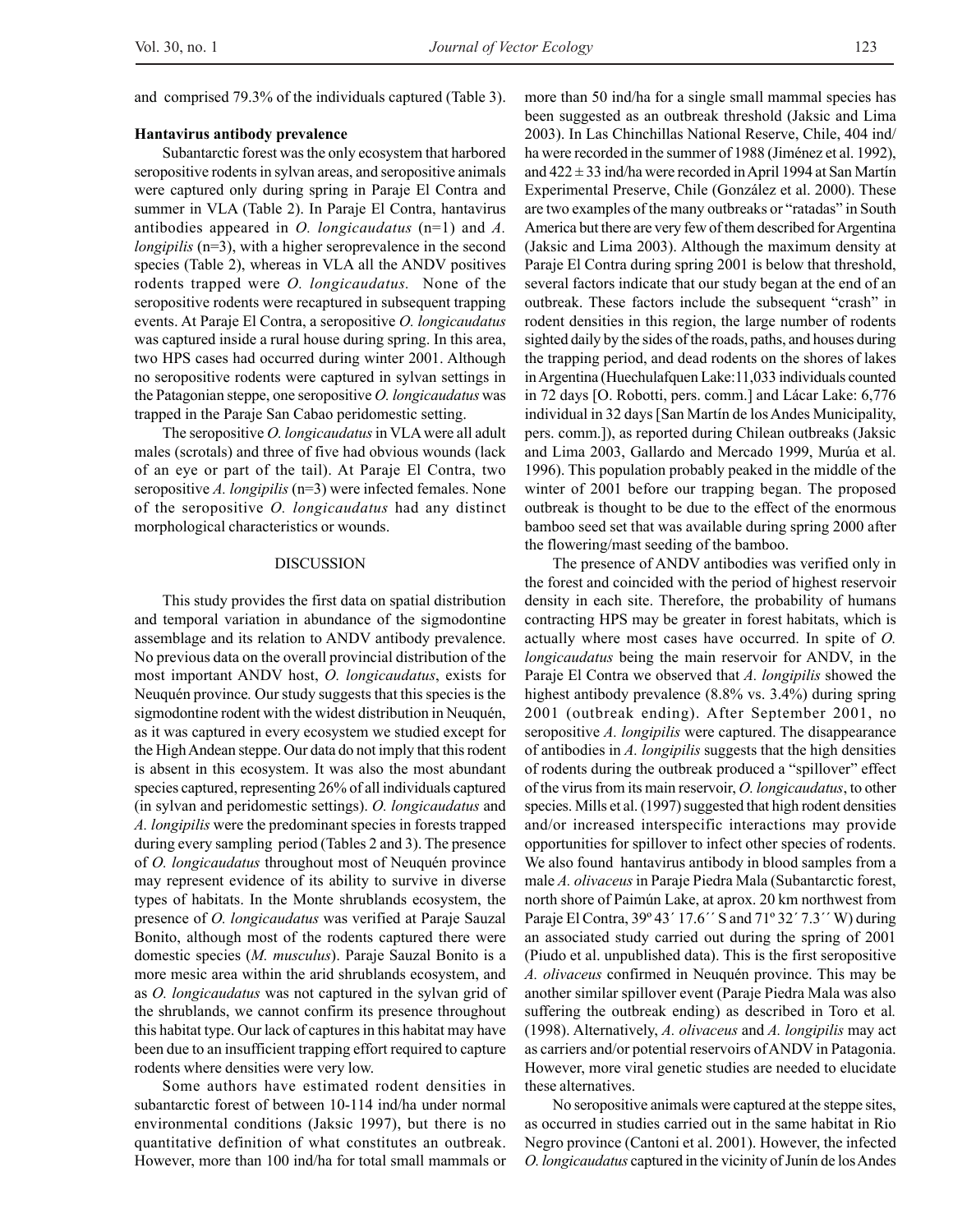and comprised 79.3% of the individuals captured (Table 3).

### Hantavirus antibody prevalence

Subantarctic forest was the only ecosystem that harbored seropositive rodents in sylvan areas, and seropositive animals were captured only during spring in Paraje El Contra and summer in VLA (Table 2). In Paraje El Contra, hantavirus antibodies appeared in *O. longicaudatus* (n=1) and *A. longipilis* (n=3), with a higher seroprevalence in the second species (Table 2), whereas in VLA all the ANDV positives rodents trapped were *O. longicaudatus.* None of the seropositive rodents were recaptured in subsequent trapping events. At Paraje El Contra, a seropositive *O. longicaudatus* was captured inside a rural house during spring. In this area, two HPS cases had occurred during winter 2001. Although no seropositive rodents were captured in sylvan settings in the Patagonian steppe, one seropositive *O. longicaudatus* was trapped in the Paraje San Cabao peridomestic setting.

The seropositive *O. longicaudatus* in VLA were all adult males (scrotals) and three of five had obvious wounds (lack of an eye or part of the tail). At Paraje El Contra, two seropositive *A. longipilis* (n=3) were infected females. None of the seropositive *O. longicaudatus* had any distinct morphological characteristics or wounds.

## DISCUSSION

This study provides the first data on spatial distribution and temporal variation in abundance of the sigmodontine assemblage and its relation to ANDV antibody prevalence. No previous data on the overall provincial distribution of the most important ANDV host, *O. longicaudatus*, exists for Neuquén province*.* Our study suggests that this species is the sigmodontine rodent with the widest distribution in Neuquén, as it was captured in every ecosystem we studied except for the High Andean steppe. Our data do not imply that this rodent is absent in this ecosystem. It was also the most abundant species captured, representing 26% of all individuals captured (in sylvan and peridomestic settings). *O. longicaudatus* and *A. longipilis* were the predominant species in forests trapped during every sampling period (Tables 2 and 3). The presence of *O. longicaudatus* throughout most of Neuquén province may represent evidence of its ability to survive in diverse types of habitats. In the Monte shrublands ecosystem, the presence of *O. longicaudatus* was verified at Paraje Sauzal Bonito, although most of the rodents captured there were domestic species (*M. musculus*). Paraje Sauzal Bonito is a more mesic area within the arid shrublands ecosystem, and as *O. longicaudatus* was not captured in the sylvan grid of the shrublands, we cannot confirm its presence throughout this habitat type. Our lack of captures in this habitat may have been due to an insufficient trapping effort required to capture rodents where densities were very low.

Some authors have estimated rodent densities in subantarctic forest of between 10-114 ind/ha under normal environmental conditions (Jaksic 1997), but there is no quantitative definition of what constitutes an outbreak. However, more than 100 ind/ha for total small mammals or more than 50 ind/ha for a single small mammal species has been suggested as an outbreak threshold (Jaksic and Lima 2003). In Las Chinchillas National Reserve, Chile, 404 ind/ha were recorded in the summer of 1988 (Jiménez et al. 1992), and 422 ± 33 ind/ha were recorded in April 1994 at San Martín Experimental Preserve, Chile (González et al. 2000). These are two examples of the many outbreaks or "ratadas" in South America but there are very few of them described for Argentina (Jaksic and Lima 2003). Although the maximum density at Paraje El Contra during spring 2001 is below that threshold, several factors indicate that our study began at the end of an outbreak. These factors include the subsequent "crash" in rodent densities in this region, the large number of rodents sighted daily by the sides of the roads, paths, and houses during the trapping period, and dead rodents on the shores of lakes in Argentina (Huechulafquen Lake:11,033 individuals counted in 72 days [O. Robotti, pers. comm.] and Lácar Lake: 6,776 individual in 32 days [San Martín de los Andes Municipality, pers. comm.]), as reported during Chilean outbreaks (Jaksic and Lima 2003, Gallardo and Mercado 1999, Murúa et al. 1996). This population probably peaked in the middle of the winter of 2001 before our trapping began. The proposed outbreak is thought to be due to the effect of the enormous bamboo seed set that was available during spring 2000 after the flowering/mast seeding of the bamboo.

The presence of ANDV antibodies was verified only in the forest and coincided with the period of highest reservoir density in each site. Therefore, the probability of humans contracting HPS may be greater in forest habitats, which is actually where most cases have occurred. In spite of *O. longicaudatus* being the main reservoir for ANDV, in the Paraje El Contra we observed that *A. longipilis* showed the highest antibody prevalence (8.8% vs. 3.4%) during spring 2001 (outbreak ending). After September 2001, no seropositive *A. longipilis* were captured. The disappearance of antibodies in *A. longipilis* suggests that the high densities of rodents during the outbreak produced a "spillover" effect of the virus from its main reservoir, *O. longicaudatus*, to other species. Mills et al. (1997) suggested that high rodent densities and/or increased interspecific interactions may provide opportunities for spillover to infect other species of rodents. We also found hantavirus antibody in blood samples from a male *A. olivaceus* in Paraje Piedra Mala (Subantarctic forest, north shore of Paimún Lake, at aprox. 20 km northwest from Paraje El Contra, 39º 43´ 17.6´´ S and 71º 32´ 7.3´´ W) during an associated study carried out during the spring of 2001 (Piudo et al. unpublished data). This is the first seropositive *A. olivaceus* confirmed in Neuquén province. This may be another similar spillover event (Paraje Piedra Mala was also suffering the outbreak ending) as described in Toro et al*.* (1998). Alternatively, *A. olivaceus* and *A. longipilis* may act as carriers and/or potential reservoirs of ANDV in Patagonia. However, more viral genetic studies are needed to elucidate these alternatives.

No seropositive animals were captured at the steppe sites, as occurred in studies carried out in the same habitat in Rio Negro province (Cantoni et al. 2001). However, the infected *O. longicaudatus* captured in the vicinity of Junín de los Andes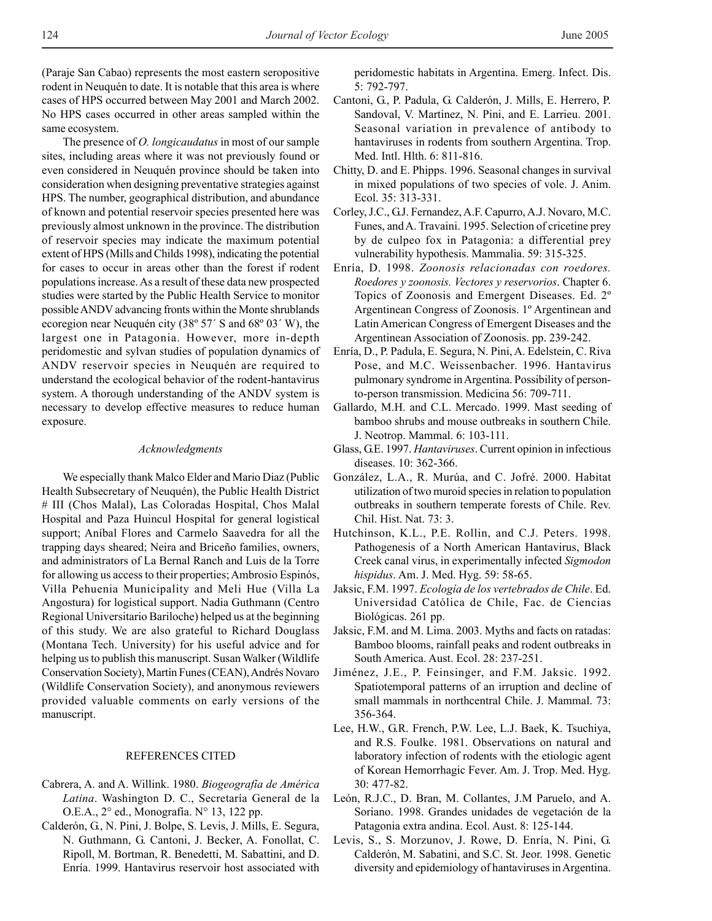(Paraje San Cabao) represents the most eastern seropositive rodent in Neuquén to date. It is notable that this area is where cases of HPS occurred between May 2001 and March 2002. No HPS cases occurred in other areas sampled within the same ecosystem.

The presence of *O. longicaudatus* in most of our sample sites, including areas where it was not previously found or even considered in Neuquén province should be taken into consideration when designing preventative strategies against HPS. The number, geographical distribution, and abundance of known and potential reservoir species presented here was previously almost unknown in the province. The distribution of reservoir species may indicate the maximum potential extent of HPS (Mills and Childs 1998), indicating the potential for cases to occur in areas other than the forest if rodent populations increase. As a result of these data new prospected studies were started by the Public Health Service to monitor possible ANDV advancing fronts within the Monte shrublands ecoregion near Neuquén city (38º 57´ S and 68º 03´ W), the largest one in Patagonia. However, more in-depth peridomestic and sylvan studies of population dynamics of ANDV reservoir species in Neuquén are required to understand the ecological behavior of the rodent-hantavirus system. A thorough understanding of the ANDV system is necessary to develop effective measures to reduce human exposure.

### *Acknowledgments*

We especially thank Malco Elder and Mario Diaz (Public Health Subsecretary of Neuquén), the Public Health District # III (Chos Malal), Las Coloradas Hospital, Chos Malal Hospital and Paza Huincul Hospital for general logistical support; Aníbal Flores and Carmelo Saavedra for all the trapping days sheared; Neira and Briceño families, owners, and administrators of La Bernal Ranch and Luis de la Torre for allowing us access to their properties; Ambrosio Espinós, Villa Pehuenia Municipality and Meli Hue (Villa La Angostura) for logistical support. Nadia Guthmann (Centro Regional Universitario Bariloche) helped us at the beginning of this study. We are also grateful to Richard Douglass (Montana Tech. University) for his useful advice and for helping us to publish this manuscript. Susan Walker (Wildlife Conservation Society), Martín Funes (CEAN), Andrés Novaro (Wildlife Conservation Society), and anonymous reviewers provided valuable comments on early versions of the manuscript.

### REFERENCES CITED

Cabrera, A. and A. Willink. 1980. *Biogeografía de América Latina*. Washington D. C., Secretaría General de la O.E.A., 2° ed., Monografía. N° 13, 122 pp.

Calderón, G., N. Pini, J. Bolpe, S. Levis, J. Mills, E. Segura, N. Guthmann, G. Cantoni, J. Becker, A. Fonollat, C. Ripoll, M. Bortman, R. Benedetti, M. Sabattini, and D. Enría. 1999. Hantavirus reservoir host associated with peridomestic habitats in Argentina. Emerg. Infect. Dis. 5: 792-797.

Cantoni, G., P. Padula, G. Calderón, J. Mills, E. Herrero, P. Sandoval, V. Martinez, N. Pini, and E. Larrieu. 2001. Seasonal variation in prevalence of antibody to hantaviruses in rodents from southern Argentina. Trop. Med. Intl. Hlth. 6: 811-816.

Chitty, D. and E. Phipps. 1996. Seasonal changes in survival in mixed populations of two species of vole. J. Anim. Ecol. 35: 313-331.

Corley, J.C., G.J. Fernandez, A.F. Capurro, A.J. Novaro, M.C. Funes, and A. Travaini. 1995. Selection of cricetine prey by de culpeo fox in Patagonia: a differential prey vulnerability hypothesis. Mammalia. 59: 315-325.

Enría, D. 1998. *Zoonosis relacionadas con roedores. Roedores y zoonosis. Vectores y reservorios*. Chapter 6. Topics of Zoonosis and Emergent Diseases. Ed. 2º Argentinean Congress of Zoonosis. 1º Argentinean and Latin American Congress of Emergent Diseases and the Argentinean Association of Zoonosis. pp. 239-242.

Enría, D., P. Padula, E. Segura, N. Pini, A. Edelstein, C. Riva Pose, and M.C. Weissenbacher. 1996. Hantavirus pulmonary syndrome in Argentina. Possibility of person-to-person transmission. Medicina 56: 709-711.

Gallardo, M.H. and C.L. Mercado. 1999. Mast seeding of bamboo shrubs and mouse outbreaks in southern Chile. J. Neotrop. Mammal. 6: 103-111.

Glass, G.E. 1997. *Hantaviruses*. Current opinion in infectious diseases. 10: 362-366.

González, L.A., R. Murúa, and C. Jofré. 2000. Habitat utilization of two muroid species in relation to population outbreaks in southern temperate forests of Chile. Rev. Chil. Hist. Nat. 73: 3.

Hutchinson, K.L., P.E. Rollin, and C.J. Peters. 1998. Pathogenesis of a North American Hantavirus, Black Creek canal virus, in experimentally infected *Sigmodon hispidus*. Am. J. Med. Hyg. 59: 58-65.

Jaksic, F.M. 1997. *Ecología de los vertebrados de Chile*. Ed. Universidad Católica de Chile, Fac. de Ciencias Biológicas. 261 pp.

Jaksic, F.M. and M. Lima. 2003. Myths and facts on ratadas: Bamboo blooms, rainfall peaks and rodent outbreaks in South America. Aust. Ecol. 28: 237-251.

Jiménez, J.E., P. Feinsinger, and F.M. Jaksic. 1992. Spatiotemporal patterns of an irruption and decline of small mammals in northcentral Chile. J. Mammal. 73: 356-364.

Lee, H.W., G.R. French, P.W. Lee, L.J. Baek, K. Tsuchiya, and R.S. Foulke. 1981. Observations on natural and laboratory infection of rodents with the etiologic agent of Korean Hemorrhagic Fever. Am. J. Trop. Med. Hyg. 30: 477-82.

León, R.J.C., D. Bran, M. Collantes, J.M Paruelo, and A. Soriano. 1998. Grandes unidades de vegetación de la Patagonia extra andina. Ecol. Aust. 8: 125-144.

Levis, S., S. Morzunov, J. Rowe, D. Enría, N. Pini, G. Calderón, M. Sabatini, and S.C. St. Jeor. 1998. Genetic diversity and epidemiology of hantaviruses in Argentina.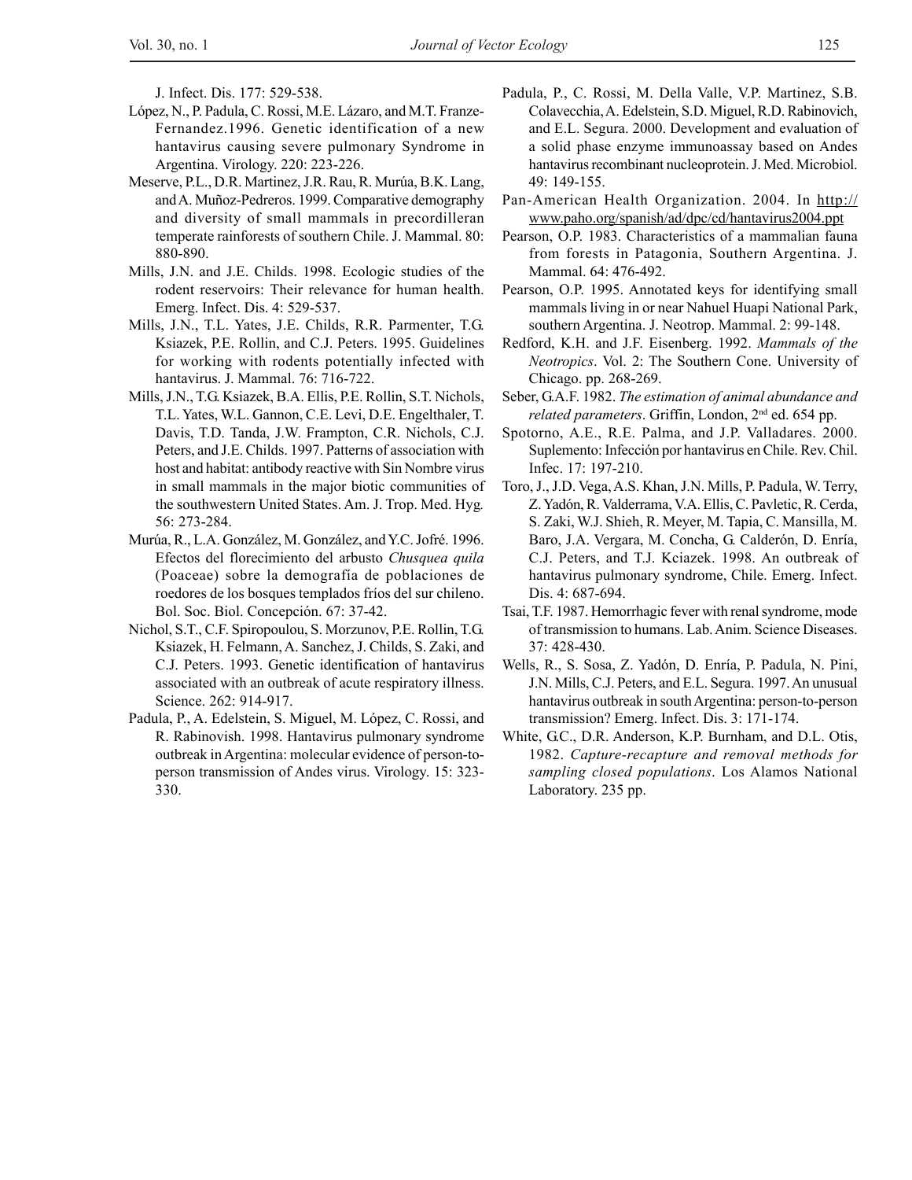J. Infect. Dis. 177: 529-538.

López, N., P. Padula, C. Rossi, M.E. Lázaro, and M.T. Franze-Fernandez.1996. Genetic identification of a new hantavirus causing severe pulmonary Syndrome in Argentina. Virology. 220: 223-226.

Meserve, P.L., D.R. Martinez, J.R. Rau, R. Murúa, B.K. Lang, and A. Muñoz-Pedreros. 1999. Comparative demography and diversity of small mammals in precordilleran temperate rainforests of southern Chile. J. Mammal. 80: 880-890.

Mills, J.N. and J.E. Childs. 1998. Ecologic studies of the rodent reservoirs: Their relevance for human health. Emerg. Infect. Dis. 4: 529-537.

Mills, J.N., T.L. Yates, J.E. Childs, R.R. Parmenter, T.G. Ksiazek, P.E. Rollin, and C.J. Peters. 1995. Guidelines for working with rodents potentially infected with hantavirus. J. Mammal. 76: 716-722.

Mills, J.N., T.G. Ksiazek, B.A. Ellis, P.E. Rollin, S.T. Nichols, T.L. Yates, W.L. Gannon, C.E. Levi, D.E. Engelthaler, T. Davis, T.D. Tanda, J.W. Frampton, C.R. Nichols, C.J. Peters, and J.E. Childs. 1997. Patterns of association with host and habitat: antibody reactive with Sin Nombre virus in small mammals in the major biotic communities of the southwestern United States. Am. J. Trop. Med. Hyg. 56: 273-284.

Murúa, R., L.A. González, M. González, and Y.C. Jofré. 1996. Efectos del florecimiento del arbusto *Chusquea quila* (Poaceae) sobre la demografía de poblaciones de roedores de los bosques templados fríos del sur chileno. Bol. Soc. Biol. Concepción. 67: 37-42.

Nichol, S.T., C.F. Spiropoulou, S. Morzunov, P.E. Rollin, T.G. Ksiazek, H. Felmann, A. Sanchez, J. Childs, S. Zaki, and C.J. Peters. 1993. Genetic identification of hantavirus associated with an outbreak of acute respiratory illness. Science. 262: 914-917.

Padula, P., A. Edelstein, S. Miguel, M. López, C. Rossi, and R. Rabinovish. 1998. Hantavirus pulmonary syndrome outbreak in Argentina: molecular evidence of person-to-person transmission of Andes virus. Virology. 15: 323-330.

Padula, P., C. Rossi, M. Della Valle, V.P. Martinez, S.B. Colavecchia, A. Edelstein, S.D. Miguel, R.D. Rabinovich, and E.L. Segura. 2000. Development and evaluation of a solid phase enzyme immunoassay based on Andes hantavirus recombinant nucleoprotein. J. Med. Microbiol. 49: 149-155.

Pan-American Health Organization. 2004. In http://www.paho.org/spanish/ad/dpc/cd/hantavirus2004.ppt

Pearson, O.P. 1983. Characteristics of a mammalian fauna from forests in Patagonia, Southern Argentina. J. Mammal. 64: 476-492.

Pearson, O.P. 1995. Annotated keys for identifying small mammals living in or near Nahuel Huapi National Park, southern Argentina. J. Neotrop. Mammal. 2: 99-148.

Redford, K.H. and J.F. Eisenberg. 1992. *Mammals of the Neotropics*. Vol. 2: The Southern Cone. University of Chicago. pp. 268-269.

Seber, G.A.F. 1982. *The estimation of animal abundance and related parameters*. Griffin, London, 2nd ed. 654 pp.

Spotorno, A.E., R.E. Palma, and J.P. Valladares. 2000. Suplemento: Infección por hantavirus en Chile. Rev. Chil. Infec. 17: 197-210.

Toro, J., J.D. Vega, A.S. Khan, J.N. Mills, P. Padula, W. Terry, Z. Yadón, R. Valderrama, V.A. Ellis, C. Pavletic, R. Cerda, S. Zaki, W.J. Shieh, R. Meyer, M. Tapia, C. Mansilla, M. Baro, J.A. Vergara, M. Concha, G. Calderón, D. Enría, C.J. Peters, and T.J. Kciazek. 1998. An outbreak of hantavirus pulmonary syndrome, Chile. Emerg. Infect. Dis. 4: 687-694.

Tsai, T.F. 1987. Hemorrhagic fever with renal syndrome, mode of transmission to humans. Lab. Anim. Science Diseases. 37: 428-430.

Wells, R., S. Sosa, Z. Yadón, D. Enría, P. Padula, N. Pini, J.N. Mills, C.J. Peters, and E.L. Segura. 1997. An unusual hantavirus outbreak in south Argentina: person-to-person transmission? Emerg. Infect. Dis. 3: 171-174.

White, G.C., D.R. Anderson, K.P. Burnham, and D.L. Otis, 1982. *Capture-recapture and removal methods for sampling closed populations*. Los Alamos National Laboratory. 235 pp.